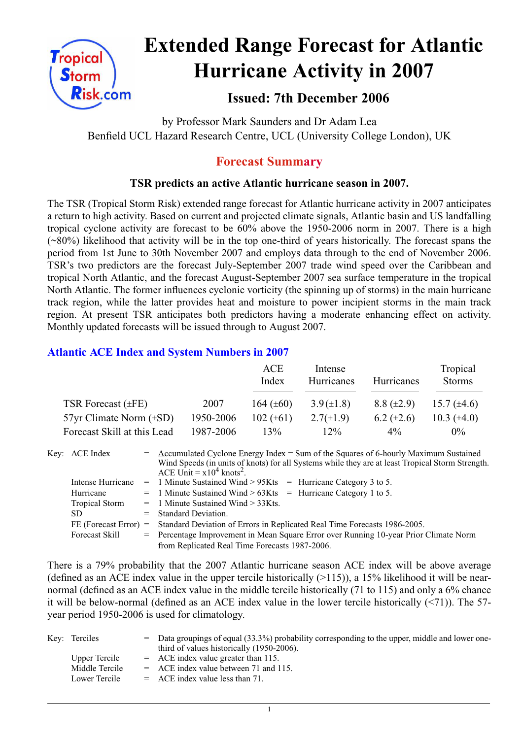# Extended Range Forecast for Atlantic Hurricane Activity in 2007

## Issued: 7th December 2006

by Professor Mark Saunders and Dr Adam Lea
Benfield UCL Hazard Research Centre, UCL (University College London), UK

## Forecast Summary

**TSR predicts an active Atlantic hurricane season in 2007.**

The TSR (Tropical Storm Risk) extended range forecast for Atlantic hurricane activity in 2007 anticipates a return to high activity. Based on current and projected climate signals, Atlantic basin and US landfalling tropical cyclone activity are forecast to be 60% above the 1950-2006 norm in 2007. There is a high (~80%) likelihood that activity will be in the top one-third of years historically. The forecast spans the period from 1st June to 30th November 2007 and employs data through to the end of November 2006. TSR's two predictors are the forecast July-September 2007 trade wind speed over the Caribbean and tropical North Atlantic, and the forecast August-September 2007 sea surface temperature in the tropical North Atlantic. The former influences cyclonic vorticity (the spinning up of storms) in the main hurricane track region, while the latter provides heat and moisture to power incipient storms in the main track region. At present TSR anticipates both predictors having a moderate enhancing effect on activity. Monthly updated forecasts will be issued through to August 2007.

### Atlantic ACE Index and System Numbers in 2007

| | | ACE Index | Intense Hurricanes | Hurricanes | Tropical Storms |
|---|---|---|---|---|---|
| TSR Forecast (±FE) | 2007 | 164 (±60) | 3.9 (±1.8) | 8.8 (±2.9) | 15.7 (±4.6) |
| 57yr Climate Norm (±SD) | 1950-2006 | 102 (±61) | 2.7 (±1.9) | 6.2 (±2.6) | 10.3 (±4.0) |
| Forecast Skill at this Lead | 1987-2006 | 13% | 12% | 4% | 0% |

Key:
- ACE Index = Accumulated Cyclone Energy Index = Sum of the Squares of 6-hourly Maximum Sustained Wind Speeds (in units of knots) for all Systems while they are at least Tropical Storm Strength. ACE Unit = $x10^4$ knots$^2$.
- Intense Hurricane = 1 Minute Sustained Wind > 95Kts = Hurricane Category 3 to 5.
- Hurricane = 1 Minute Sustained Wind > 63Kts = Hurricane Category 1 to 5.
- Tropical Storm = 1 Minute Sustained Wind > 33Kts.
- SD = Standard Deviation.
- FE (Forecast Error) = Standard Deviation of Errors in Replicated Real Time Forecasts 1986-2005.
- Forecast Skill = Percentage Improvement in Mean Square Error over Running 10-year Prior Climate Norm from Replicated Real Time Forecasts 1987-2006.

There is a 79% probability that the 2007 Atlantic hurricane season ACE index will be above average (defined as an ACE index value in the upper tercile historically (>115)), a 15% likelihood it will be near-normal (defined as an ACE index value in the middle tercile historically (71 to 115) and only a 6% chance it will be below-normal (defined as an ACE index value in the lower tercile historically (<71)). The 57-year period 1950-2006 is used for climatology.

Key:
- Terciles = Data groupings of equal (33.3%) probability corresponding to the upper, middle and lower one-third of values historically (1950-2006).
- Upper Tercile = ACE index value greater than 115.
- Middle Tercile = ACE index value between 71 and 115.
- Lower Tercile = ACE index value less than 71.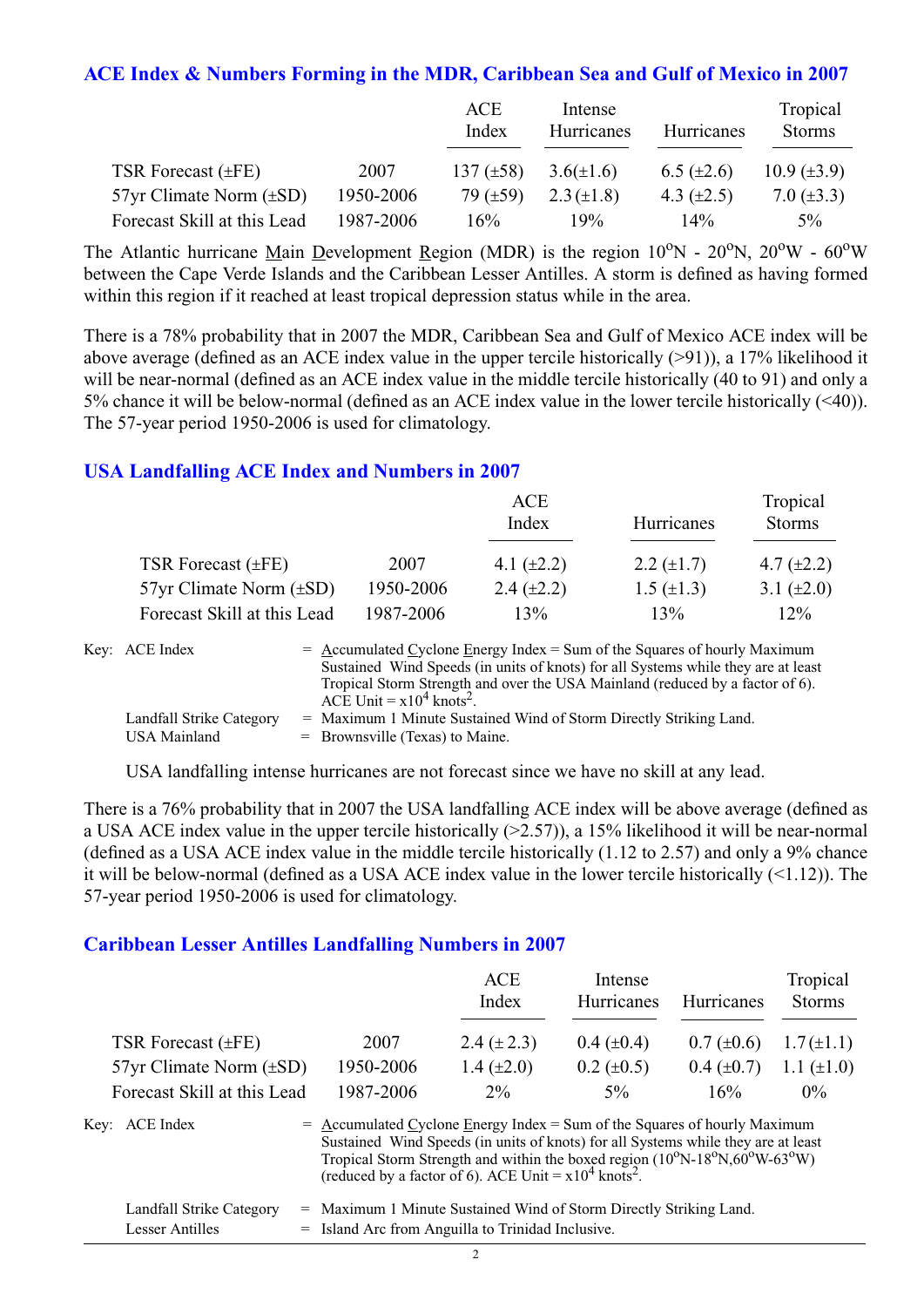## ACE Index & Numbers Forming in the MDR, Caribbean Sea and Gulf of Mexico in 2007

| | | ACE Index | Intense Hurricanes | Hurricanes | Tropical Storms |
|---|---|---|---|---|---|
| TSR Forecast (±FE) | 2007 | 137 (±58) | 3.6(±1.6) | 6.5 (±2.6) | 10.9 (±3.9) |
| 57yr Climate Norm (±SD) | 1950-2006 | 79 (±59) | 2.3 (±1.8) | 4.3 (±2.5) | 7.0 (±3.3) |
| Forecast Skill at this Lead | 1987-2006 | 16% | 19% | 14% | 5% |

The Atlantic hurricane Main Development Region (MDR) is the region 10°N - 20°N, 20°W - 60°W between the Cape Verde Islands and the Caribbean Lesser Antilles. A storm is defined as having formed within this region if it reached at least tropical depression status while in the area.

There is a 78% probability that in 2007 the MDR, Caribbean Sea and Gulf of Mexico ACE index will be above average (defined as an ACE index value in the upper tercile historically (>91)), a 17% likelihood it will be near-normal (defined as an ACE index value in the middle tercile historically (40 to 91) and only a 5% chance it will be below-normal (defined as an ACE index value in the lower tercile historically (<40)). The 57-year period 1950-2006 is used for climatology.

## USA Landfalling ACE Index and Numbers in 2007

| | | ACE Index | Hurricanes | Tropical Storms |
|---|---|---|---|---|
| TSR Forecast (±FE) | 2007 | 4.1 (±2.2) | 2.2 (±1.7) | 4.7 (±2.2) |
| 57yr Climate Norm (±SD) | 1950-2006 | 2.4 (±2.2) | 1.5 (±1.3) | 3.1 (±2.0) |
| Forecast Skill at this Lead | 1987-2006 | 13% | 13% | 12% |

Key: ACE Index = Accumulated Cyclone Energy Index = Sum of the Squares of hourly Maximum Sustained Wind Speeds (in units of knots) for all Systems while they are at least Tropical Storm Strength and over the USA Mainland (reduced by a factor of 6). ACE Unit = $x10^4$ knots$^2$.

Landfall Strike Category = Maximum 1 Minute Sustained Wind of Storm Directly Striking Land.
USA Mainland = Brownsville (Texas) to Maine.

USA landfalling intense hurricanes are not forecast since we have no skill at any lead.

There is a 76% probability that in 2007 the USA landfalling ACE index will be above average (defined as a USA ACE index value in the upper tercile historically (>2.57)), a 15% likelihood it will be near-normal (defined as a USA ACE index value in the middle tercile historically (1.12 to 2.57) and only a 9% chance it will be below-normal (defined as a USA ACE index value in the lower tercile historically (<1.12)). The 57-year period 1950-2006 is used for climatology.

## Caribbean Lesser Antilles Landfalling Numbers in 2007

| | | ACE Index | Intense Hurricanes | Hurricanes | Tropical Storms |
|---|---|---|---|---|---|
| TSR Forecast (±FE) | 2007 | 2.4 (± 2.3) | 0.4 (±0.4) | 0.7 (±0.6) | 1.7(±1.1) |
| 57yr Climate Norm (±SD) | 1950-2006 | 1.4 (±2.0) | 0.2 (±0.5) | 0.4 (±0.7) | 1.1 (±1.0) |
| Forecast Skill at this Lead | 1987-2006 | 2% | 5% | 16% | 0% |

Key: ACE Index = Accumulated Cyclone Energy Index = Sum of the Squares of hourly Maximum Sustained Wind Speeds (in units of knots) for all Systems while they are at least Tropical Storm Strength and within the boxed region (10°N-18°N,60°W-63°W) (reduced by a factor of 6). ACE Unit = $x10^4$ knots$^2$.

Landfall Strike Category = Maximum 1 Minute Sustained Wind of Storm Directly Striking Land.
Lesser Antilles = Island Arc from Anguilla to Trinidad Inclusive.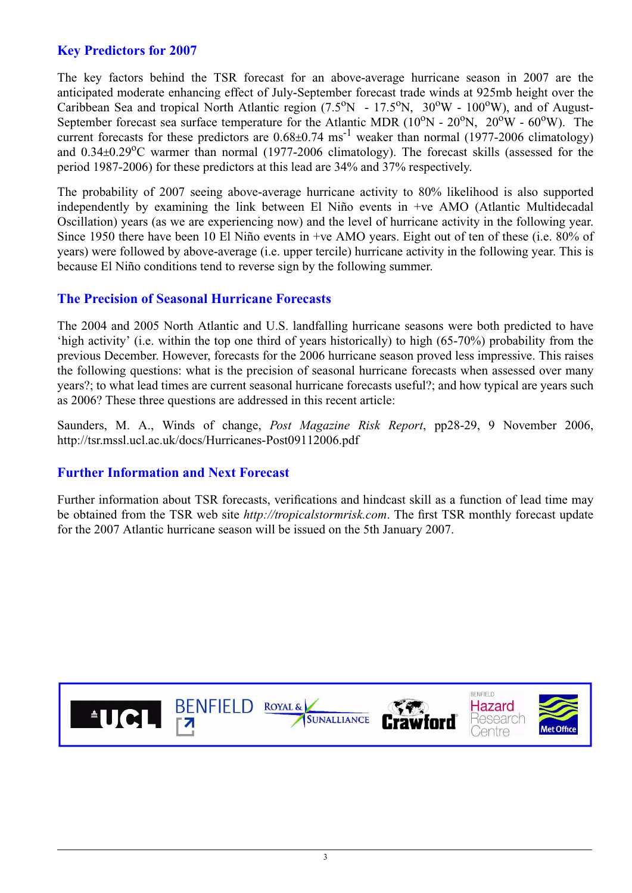## Key Predictors for 2007

The key factors behind the TSR forecast for an above-average hurricane season in 2007 are the anticipated moderate enhancing effect of July-September forecast trade winds at 925mb height over the Caribbean Sea and tropical North Atlantic region (7.5°N - 17.5°N, 30°W - 100°W), and of August-September forecast sea surface temperature for the Atlantic MDR (10°N - 20°N, 20°W - 60°W). The current forecasts for these predictors are 0.68±0.74 $ms^{-1}$ weaker than normal (1977-2006 climatology) and 0.34±0.29°C warmer than normal (1977-2006 climatology). The forecast skills (assessed for the period 1987-2006) for these predictors at this lead are 34% and 37% respectively.

The probability of 2007 seeing above-average hurricane activity to 80% likelihood is also supported independently by examining the link between El Niño events in +ve AMO (Atlantic Multidecadal Oscillation) years (as we are experiencing now) and the level of hurricane activity in the following year. Since 1950 there have been 10 El Niño events in +ve AMO years. Eight out of ten of these (i.e. 80% of years) were followed by above-average (i.e. upper tercile) hurricane activity in the following year. This is because El Niño conditions tend to reverse sign by the following summer.

## The Precision of Seasonal Hurricane Forecasts

The 2004 and 2005 North Atlantic and U.S. landfalling hurricane seasons were both predicted to have 'high activity' (i.e. within the top one third of years historically) to high (65-70%) probability from the previous December. However, forecasts for the 2006 hurricane season proved less impressive. This raises the following questions: what is the precision of seasonal hurricane forecasts when assessed over many years?; to what lead times are current seasonal hurricane forecasts useful?; and how typical are years such as 2006? These three questions are addressed in this recent article:

Saunders, M. A., Winds of change, *Post Magazine Risk Report*, pp28-29, 9 November 2006, http://tsr.mssl.ucl.ac.uk/docs/Hurricanes-Post09112006.pdf

## Further Information and Next Forecast

Further information about TSR forecasts, verifications and hindcast skill as a function of lead time may be obtained from the TSR web site *http://tropicalstormrisk.com*. The first TSR monthly forecast update for the 2007 Atlantic hurricane season will be issued on the 5th January 2007.

UCL | BENFIELD | ROYAL & SUNALLIANCE | Crawford | BENFIELD Hazard Research Centre | Met Office